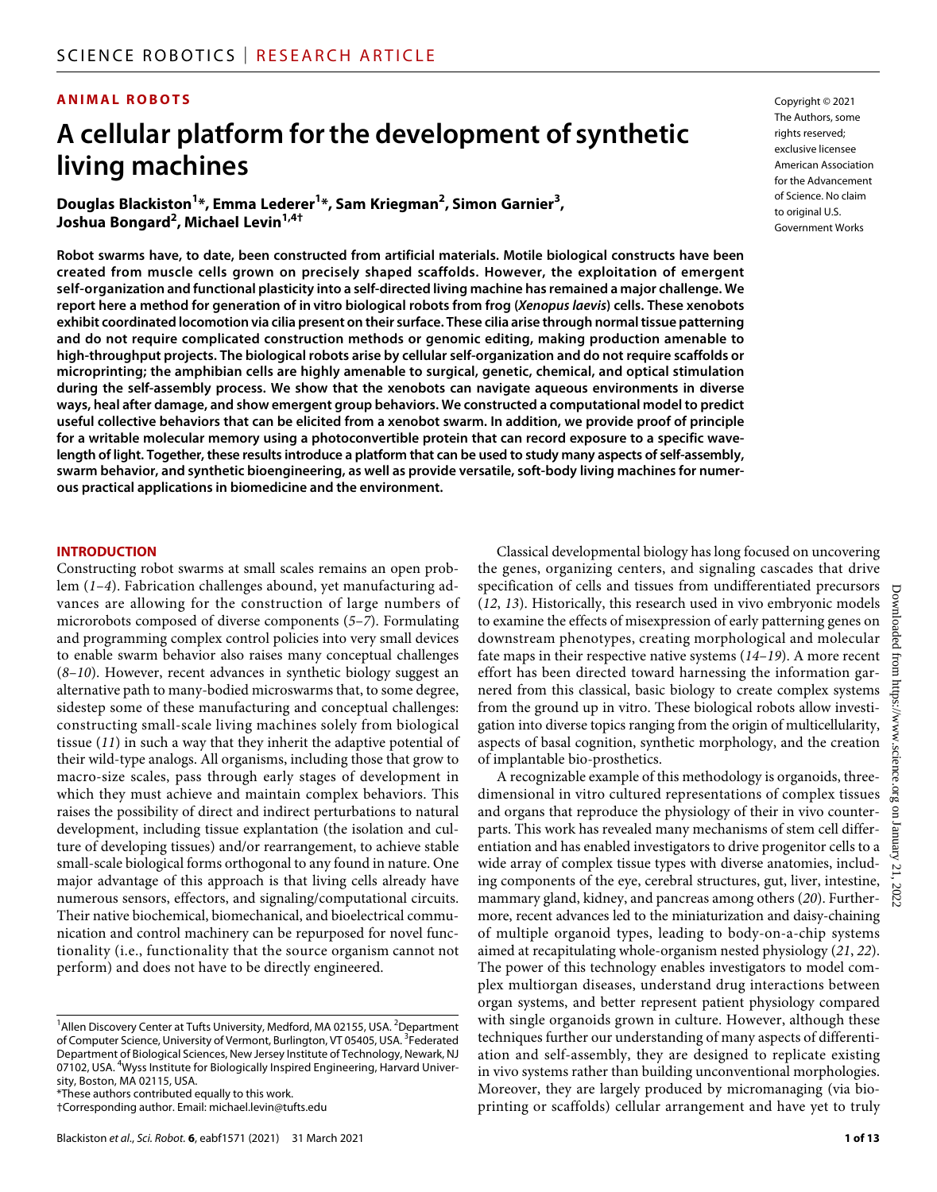ANIMAL ROBOTS

# A cellular platform for the development of synthetic living machines

**Douglas Blackiston[1]*, Emma Lederer[1]*, Sam Kriegman[2], Simon Garnier[3], Joshua Bongard[2], Michael Levin[1,4†]**

Copyright © 2021 The Authors, some rights reserved; exclusive licensee American Association for the Advancement of Science. No claim to original U.S. Government Works

**Robot swarms have, to date, been constructed from artificial materials. Motile biological constructs have been created from muscle cells grown on precisely shaped scaffolds. However, the exploitation of emergent self-organization and functional plasticity into a self-directed living machine has remained a major challenge. We report here a method for generation of in vitro biological robots from frog (*Xenopus laevis*) cells. These xenobots exhibit coordinated locomotion via cilia present on their surface. These cilia arise through normal tissue patterning and do not require complicated construction methods or genomic editing, making production amenable to high-throughput projects. The biological robots arise by cellular self-organization and do not require scaffolds or microprinting; the amphibian cells are highly amenable to surgical, genetic, chemical, and optical stimulation during the self-assembly process. We show that the xenobots can navigate aqueous environments in diverse ways, heal after damage, and show emergent group behaviors. We constructed a computational model to predict useful collective behaviors that can be elicited from a xenobot swarm. In addition, we provide proof of principle for a writable molecular memory using a photoconvertible protein that can record exposure to a specific wavelength of light. Together, these results introduce a platform that can be used to study many aspects of self-assembly, swarm behavior, and synthetic bioengineering, as well as provide versatile, soft-body living machines for numerous practical applications in biomedicine and the environment.**

## INTRODUCTION

Constructing robot swarms at small scales remains an open problem (*1–4*). Fabrication challenges abound, yet manufacturing advances are allowing for the construction of large numbers of microrobots composed of diverse components (*5–7*). Formulating and programming complex control policies into very small devices to enable swarm behavior also raises many conceptual challenges (*8–10*). However, recent advances in synthetic biology suggest an alternative path to many-bodied microswarms that, to some degree, sidestep some of these manufacturing and conceptual challenges: constructing small-scale living machines solely from biological tissue (*11*) in such a way that they inherit the adaptive potential of their wild-type analogs. All organisms, including those that grow to macro-size scales, pass through early stages of development in which they must achieve and maintain complex behaviors. This raises the possibility of direct and indirect perturbations to natural development, including tissue explantation (the isolation and culture of developing tissues) and/or rearrangement, to achieve stable small-scale biological forms orthogonal to any found in nature. One major advantage of this approach is that living cells already have numerous sensors, effectors, and signaling/computational circuits. Their native biochemical, biomechanical, and bioelectrical communication and control machinery can be repurposed for novel functionality (i.e., functionality that the source organism cannot not perform) and does not have to be directly engineered.

Classical developmental biology has long focused on uncovering the genes, organizing centers, and signaling cascades that drive specification of cells and tissues from undifferentiated precursors (*12*, *13*). Historically, this research used in vivo embryonic models to examine the effects of misexpression of early patterning genes on downstream phenotypes, creating morphological and molecular fate maps in their respective native systems (*14–19*). A more recent effort has been directed toward harnessing the information garnered from this classical, basic biology to create complex systems from the ground up in vitro. These biological robots allow investigation into diverse topics ranging from the origin of multicellularity, aspects of basal cognition, synthetic morphology, and the creation of implantable bio-prosthetics.

A recognizable example of this methodology is organoids, three-dimensional in vitro cultured representations of complex tissues and organs that reproduce the physiology of their in vivo counterparts. This work has revealed many mechanisms of stem cell differentiation and has enabled investigators to drive progenitor cells to a wide array of complex tissue types with diverse anatomies, including components of the eye, cerebral structures, gut, liver, intestine, mammary gland, kidney, and pancreas among others (*20*). Furthermore, recent advances led to the miniaturization and daisy-chaining of multiple organoid types, leading to body-on-a-chip systems aimed at recapitulating whole-organism nested physiology (*21*, *22*). The power of this technology enables investigators to model complex multiorgan diseases, understand drug interactions between organ systems, and better represent patient physiology compared with single organoids grown in culture. However, although these techniques further our understanding of many aspects of differentiation and self-assembly, they are designed to replicate existing in vivo systems rather than building unconventional morphologies. Moreover, they are largely produced by micromanaging (via bioprinting or scaffolds) cellular arrangement and have yet to truly

[1]Allen Discovery Center at Tufts University, Medford, MA 02155, USA. [2]Department of Computer Science, University of Vermont, Burlington, VT 05405, USA. [3]Federated Department of Biological Sciences, New Jersey Institute of Technology, Newark, NJ 07102, USA. [4]Wyss Institute for Biologically Inspired Engineering, Harvard University, Boston, MA 02115, USA.
*These authors contributed equally to this work.
†Corresponding author. Email: michael.levin@tufts.edu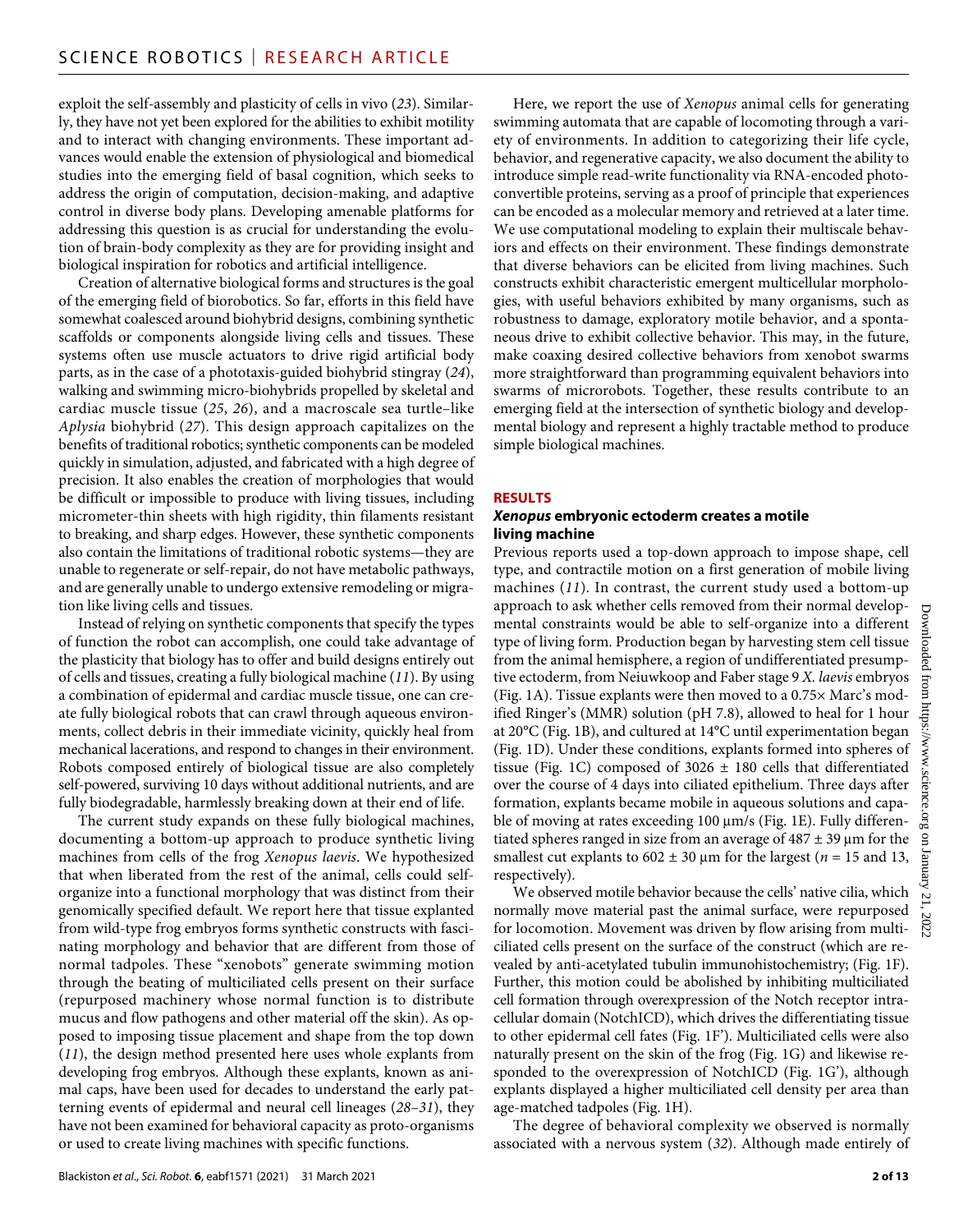exploit the self-assembly and plasticity of cells in vivo (*23*). Similarly, they have not yet been explored for the abilities to exhibit motility and to interact with changing environments. These important advances would enable the extension of physiological and biomedical studies into the emerging field of basal cognition, which seeks to address the origin of computation, decision-making, and adaptive control in diverse body plans. Developing amenable platforms for addressing this question is as crucial for understanding the evolution of brain-body complexity as they are for providing insight and biological inspiration for robotics and artificial intelligence.

Creation of alternative biological forms and structures is the goal of the emerging field of biorobotics. So far, efforts in this field have somewhat coalesced around biohybrid designs, combining synthetic scaffolds or components alongside living cells and tissues. These systems often use muscle actuators to drive rigid artificial body parts, as in the case of a phototaxis-guided biohybrid stingray (*24*), walking and swimming micro-biohybrids propelled by skeletal and cardiac muscle tissue (*25*, *26*), and a macroscale sea turtle–like *Aplysia* biohybrid (*27*). This design approach capitalizes on the benefits of traditional robotics; synthetic components can be modeled quickly in simulation, adjusted, and fabricated with a high degree of precision. It also enables the creation of morphologies that would be difficult or impossible to produce with living tissues, including micrometer-thin sheets with high rigidity, thin filaments resistant to breaking, and sharp edges. However, these synthetic components also contain the limitations of traditional robotic systems—they are unable to regenerate or self-repair, do not have metabolic pathways, and are generally unable to undergo extensive remodeling or migration like living cells and tissues.

Instead of relying on synthetic components that specify the types of function the robot can accomplish, one could take advantage of the plasticity that biology has to offer and build designs entirely out of cells and tissues, creating a fully biological machine (*11*). By using a combination of epidermal and cardiac muscle tissue, one can create fully biological robots that can crawl through aqueous environments, collect debris in their immediate vicinity, quickly heal from mechanical lacerations, and respond to changes in their environment. Robots composed entirely of biological tissue are also completely self-powered, surviving 10 days without additional nutrients, and are fully biodegradable, harmlessly breaking down at their end of life.

The current study expands on these fully biological machines, documenting a bottom-up approach to produce synthetic living machines from cells of the frog *Xenopus laevis*. We hypothesized that when liberated from the rest of the animal, cells could self-organize into a functional morphology that was distinct from their genomically specified default. We report here that tissue explanted from wild-type frog embryos forms synthetic constructs with fascinating morphology and behavior that are different from those of normal tadpoles. These "xenobots" generate swimming motion through the beating of multiciliated cells present on their surface (repurposed machinery whose normal function is to distribute mucus and flow pathogens and other material off the skin). As opposed to imposing tissue placement and shape from the top down (*11*), the design method presented here uses whole explants from developing frog embryos. Although these explants, known as animal caps, have been used for decades to understand the early patterning events of epidermal and neural cell lineages (*28*–*31*), they have not been examined for behavioral capacity as proto-organisms or used to create living machines with specific functions.

Here, we report the use of *Xenopus* animal cells for generating swimming automata that are capable of locomoting through a variety of environments. In addition to categorizing their life cycle, behavior, and regenerative capacity, we also document the ability to introduce simple read-write functionality via RNA-encoded photoconvertible proteins, serving as a proof of principle that experiences can be encoded as a molecular memory and retrieved at a later time. We use computational modeling to explain their multiscale behaviors and effects on their environment. These findings demonstrate that diverse behaviors can be elicited from living machines. Such constructs exhibit characteristic emergent multicellular morphologies, with useful behaviors exhibited by many organisms, such as robustness to damage, exploratory motile behavior, and a spontaneous drive to exhibit collective behavior. This may, in the future, make coaxing desired collective behaviors from xenobot swarms more straightforward than programming equivalent behaviors into swarms of microrobots. Together, these results contribute to an emerging field at the intersection of synthetic biology and developmental biology and represent a highly tractable method to produce simple biological machines.

## RESULTS

### *Xenopus* embryonic ectoderm creates a motile living machine

Previous reports used a top-down approach to impose shape, cell type, and contractile motion on a first generation of mobile living machines (*11*). In contrast, the current study used a bottom-up approach to ask whether cells removed from their normal developmental constraints would be able to self-organize into a different type of living form. Production began by harvesting stem cell tissue from the animal hemisphere, a region of undifferentiated presumptive ectoderm, from Neiuwkoop and Faber stage 9 *X. laevis* embryos (Fig. 1A). Tissue explants were then moved to a 0.75× Marc's modified Ringer's (MMR) solution (pH 7.8), allowed to heal for 1 hour at 20°C (Fig. 1B), and cultured at 14°C until experimentation began (Fig. 1D). Under these conditions, explants formed into spheres of tissue (Fig. 1C) composed of 3026 ± 180 cells that differentiated over the course of 4 days into ciliated epithelium. Three days after formation, explants became mobile in aqueous solutions and capable of moving at rates exceeding 100 μm/s (Fig. 1E). Fully differentiated spheres ranged in size from an average of 487 ± 39 μm for the smallest cut explants to 602 ± 30 μm for the largest (*n* = 15 and 13, respectively).

We observed motile behavior because the cells' native cilia, which normally move material past the animal surface, were repurposed for locomotion. Movement was driven by flow arising from multiciliated cells present on the surface of the construct (which are revealed by anti-acetylated tubulin immunohistochemistry; (Fig. 1F). Further, this motion could be abolished by inhibiting multiciliated cell formation through overexpression of the Notch receptor intracellular domain (NotchICD), which drives the differentiating tissue to other epidermal cell fates (Fig. 1F'). Multiciliated cells were also naturally present on the skin of the frog (Fig. 1G) and likewise responded to the overexpression of NotchICD (Fig. 1G'), although explants displayed a higher multiciliated cell density per area than age-matched tadpoles (Fig. 1H).

The degree of behavioral complexity we observed is normally associated with a nervous system (*32*). Although made entirely of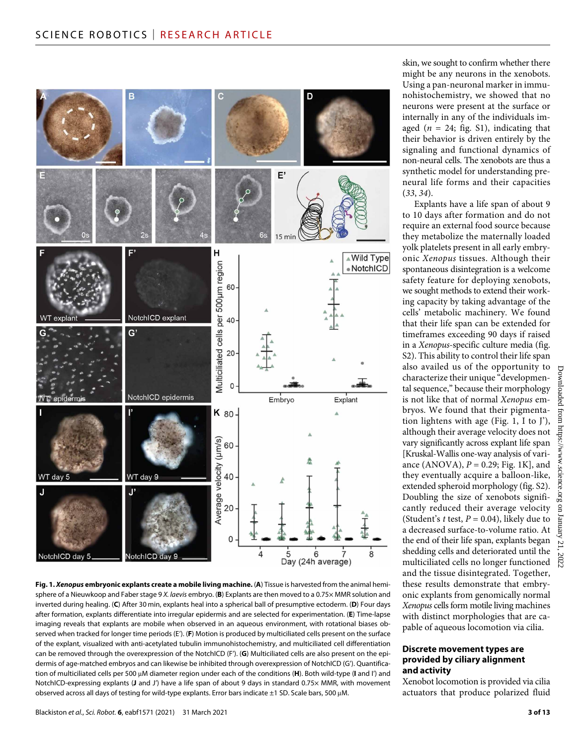skin, we sought to confirm whether there might be any neurons in the xenobots. Using a pan-neuronal marker in immunohistochemistry, we showed that no neurons were present at the surface or internally in any of the individuals imaged ($n$ = 24; fig. S1), indicating that their behavior is driven entirely by the signaling and functional dynamics of non-neural cells. The xenobots are thus a synthetic model for understanding preneural life forms and their capacities (*33*, *34*).

Explants have a life span of about 9 to 10 days after formation and do not require an external food source because they metabolize the maternally loaded yolk platelets present in all early embryonic *Xenopus* tissues. Although their spontaneous disintegration is a welcome safety feature for deploying xenobots, we sought methods to extend their working capacity by taking advantage of the cells' metabolic machinery. We found that their life span can be extended for timeframes exceeding 90 days if raised in a *Xenopus*-specific culture media (fig. S2). This ability to control their life span also availed us of the opportunity to characterize their unique "developmental sequence," because their morphology is not like that of normal *Xenopus* embryos. We found that their pigmentation lightens with age (Fig. 1, I to J'), although their average velocity does not vary significantly across explant life span [Kruskal-Wallis one-way analysis of variance (ANOVA), $P$ = 0.29; Fig. 1K], and they eventually acquire a balloon-like, extended spheroid morphology (fig. S2). Doubling the size of xenobots significantly reduced their average velocity (Student's $t$ test, $P$ = 0.04), likely due to a decreased surface-to-volume ratio. At the end of their life span, explants began shedding cells and deteriorated until the multiciliated cells no longer functioned and the tissue disintegrated. Together, these results demonstrate that embryonic explants from genomically normal *Xenopus* cells form motile living machines with distinct morphologies that are capable of aqueous locomotion via cilia.

**Fig. 1. *Xenopus* embryonic explants create a mobile living machine.** (**A**) Tissue is harvested from the animal hemisphere of a Nieuwkoop and Faber stage 9 *X. laevis* embryo. (**B**) Explants are then moved to a 0.75× MMR solution and inverted during healing. (**C**) After 30 min, explants heal into a spherical ball of presumptive ectoderm. (**D**) Four days after formation, explants differentiate into irregular epidermis and are selected for experimentation. (**E**) Time-lapse imaging reveals that explants are mobile when observed in an aqueous environment, with rotational biases observed when tracked for longer time periods (E'). (**F**) Motion is produced by multiciliated cells present on the surface of the explant, visualized with anti-acetylated tubulin immunohistochemistry, and multiciliated cell differentiation can be removed through the overexpression of the NotchICD (F'). (**G**) Multiciliated cells are also present on the epidermis of age-matched embryos and can likewise be inhibited through overexpression of NotchICD (G'). Quantification of multiciliated cells per 500 μM diameter region under each of the conditions (**H**). Both wild-type (**I** and I') and NotchICD-expressing explants (**J** and J') have a life span of about 9 days in standard 0.75× MMR, with movement observed across all days of testing for wild-type explants. Error bars indicate ±1 SD. Scale bars, 500 μM.

## Discrete movement types are provided by ciliary alignment and activity

Xenobot locomotion is provided via cilia actuators that produce polarized fluid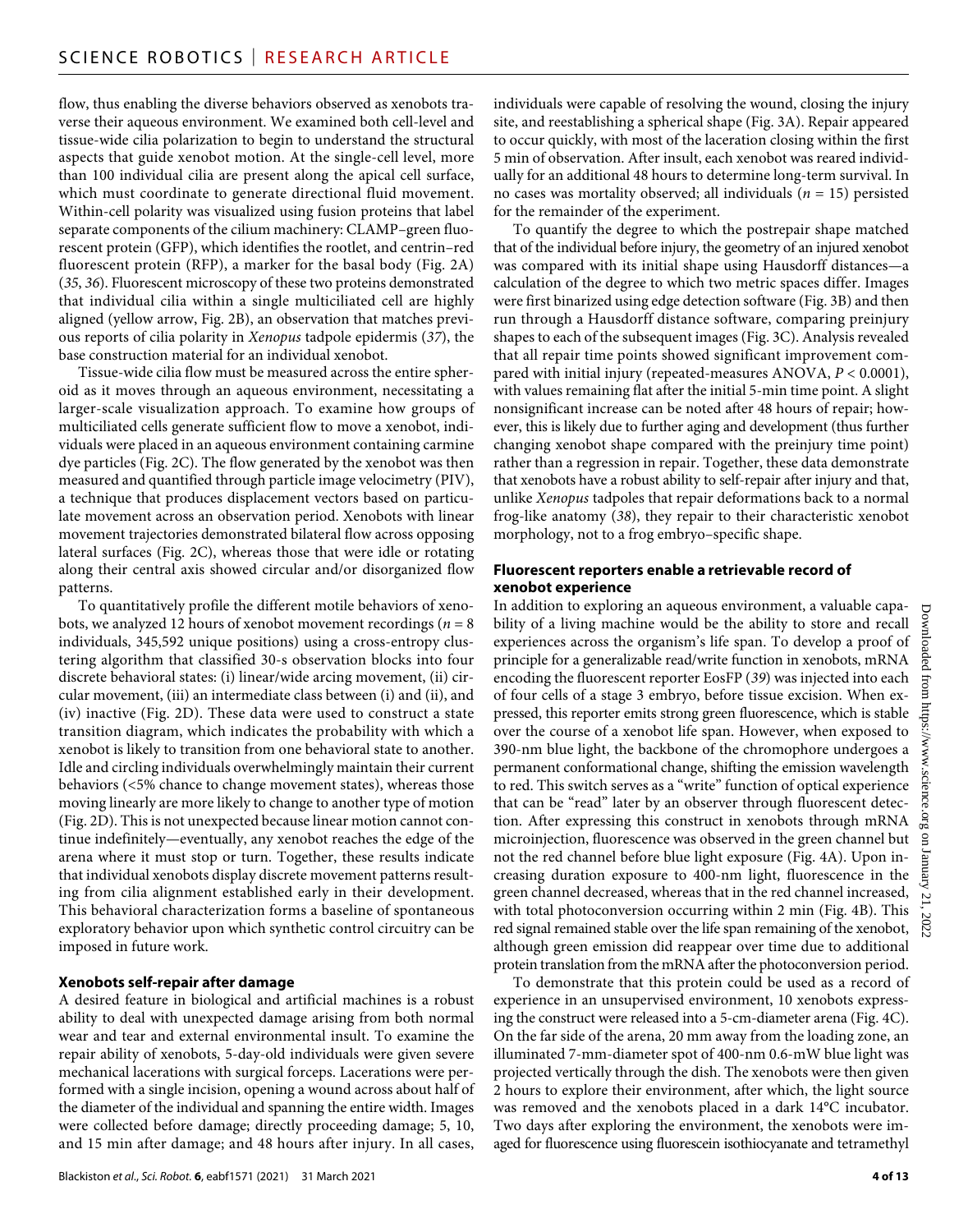flow, thus enabling the diverse behaviors observed as xenobots traverse their aqueous environment. We examined both cell-level and tissue-wide cilia polarization to begin to understand the structural aspects that guide xenobot motion. At the single-cell level, more than 100 individual cilia are present along the apical cell surface, which must coordinate to generate directional fluid movement. Within-cell polarity was visualized using fusion proteins that label separate components of the cilium machinery: CLAMP–green fluorescent protein (GFP), which identifies the rootlet, and centrin–red fluorescent protein (RFP), a marker for the basal body (Fig. 2A) (*35*, *36*). Fluorescent microscopy of these two proteins demonstrated that individual cilia within a single multiciliated cell are highly aligned (yellow arrow, Fig. 2B), an observation that matches previous reports of cilia polarity in *Xenopus* tadpole epidermis (*37*), the base construction material for an individual xenobot.

Tissue-wide cilia flow must be measured across the entire spheroid as it moves through an aqueous environment, necessitating a larger-scale visualization approach. To examine how groups of multiciliated cells generate sufficient flow to move a xenobot, individuals were placed in an aqueous environment containing carmine dye particles (Fig. 2C). The flow generated by the xenobot was then measured and quantified through particle image velocimetry (PIV), a technique that produces displacement vectors based on particulate movement across an observation period. Xenobots with linear movement trajectories demonstrated bilateral flow across opposing lateral surfaces (Fig. 2C), whereas those that were idle or rotating along their central axis showed circular and/or disorganized flow patterns.

To quantitatively profile the different motile behaviors of xenobots, we analyzed 12 hours of xenobot movement recordings ($n = 8$ individuals, 345,592 unique positions) using a cross-entropy clustering algorithm that classified 30-s observation blocks into four discrete behavioral states: (i) linear/wide arcing movement, (ii) circular movement, (iii) an intermediate class between (i) and (ii), and (iv) inactive (Fig. 2D). These data were used to construct a state transition diagram, which indicates the probability with which a xenobot is likely to transition from one behavioral state to another. Idle and circling individuals overwhelmingly maintain their current behaviors (<5% chance to change movement states), whereas those moving linearly are more likely to change to another type of motion (Fig. 2D). This is not unexpected because linear motion cannot continue indefinitely—eventually, any xenobot reaches the edge of the arena where it must stop or turn. Together, these results indicate that individual xenobots display discrete movement patterns resulting from cilia alignment established early in their development. This behavioral characterization forms a baseline of spontaneous exploratory behavior upon which synthetic control circuitry can be imposed in future work.

### Xenobots self-repair after damage

A desired feature in biological and artificial machines is a robust ability to deal with unexpected damage arising from both normal wear and tear and external environmental insult. To examine the repair ability of xenobots, 5-day-old individuals were given severe mechanical lacerations with surgical forceps. Lacerations were performed with a single incision, opening a wound across about half of the diameter of the individual and spanning the entire width. Images were collected before damage; directly proceeding damage; 5, 10, and 15 min after damage; and 48 hours after injury. In all cases, individuals were capable of resolving the wound, closing the injury site, and reestablishing a spherical shape (Fig. 3A). Repair appeared to occur quickly, with most of the laceration closing within the first 5 min of observation. After insult, each xenobot was reared individually for an additional 48 hours to determine long-term survival. In no cases was mortality observed; all individuals ($n = 15$) persisted for the remainder of the experiment.

To quantify the degree to which the postrepair shape matched that of the individual before injury, the geometry of an injured xenobot was compared with its initial shape using Hausdorff distances—a calculation of the degree to which two metric spaces differ. Images were first binarized using edge detection software (Fig. 3B) and then run through a Hausdorff distance software, comparing preinjury shapes to each of the subsequent images (Fig. 3C). Analysis revealed that all repair time points showed significant improvement compared with initial injury (repeated-measures ANOVA, $P < 0.0001$), with values remaining flat after the initial 5-min time point. A slight nonsignificant increase can be noted after 48 hours of repair; however, this is likely due to further aging and development (thus further changing xenobot shape compared with the preinjury time point) rather than a regression in repair. Together, these data demonstrate that xenobots have a robust ability to self-repair after injury and that, unlike *Xenopus* tadpoles that repair deformations back to a normal frog-like anatomy (*38*), they repair to their characteristic xenobot morphology, not to a frog embryo–specific shape.

### Fluorescent reporters enable a retrievable record of xenobot experience

In addition to exploring an aqueous environment, a valuable capability of a living machine would be the ability to store and recall experiences across the organism's life span. To develop a proof of principle for a generalizable read/write function in xenobots, mRNA encoding the fluorescent reporter EosFP (*39*) was injected into each of four cells of a stage 3 embryo, before tissue excision. When expressed, this reporter emits strong green fluorescence, which is stable over the course of a xenobot life span. However, when exposed to 390-nm blue light, the backbone of the chromophore undergoes a permanent conformational change, shifting the emission wavelength to red. This switch serves as a "write" function of optical experience that can be "read" later by an observer through fluorescent detection. After expressing this construct in xenobots through mRNA microinjection, fluorescence was observed in the green channel but not the red channel before blue light exposure (Fig. 4A). Upon increasing duration exposure to 400-nm light, fluorescence in the green channel decreased, whereas that in the red channel increased, with total photoconversion occurring within 2 min (Fig. 4B). This red signal remained stable over the life span remaining of the xenobot, although green emission did reappear over time due to additional protein translation from the mRNA after the photoconversion period.

To demonstrate that this protein could be used as a record of experience in an unsupervised environment, 10 xenobots expressing the construct were released into a 5-cm-diameter arena (Fig. 4C). On the far side of the arena, 20 mm away from the loading zone, an illuminated 7-mm-diameter spot of 400-nm 0.6-mW blue light was projected vertically through the dish. The xenobots were then given 2 hours to explore their environment, after which, the light source was removed and the xenobots placed in a dark 14°C incubator. Two days after exploring the environment, the xenobots were imaged for fluorescence using fluorescein isothiocyanate and tetramethyl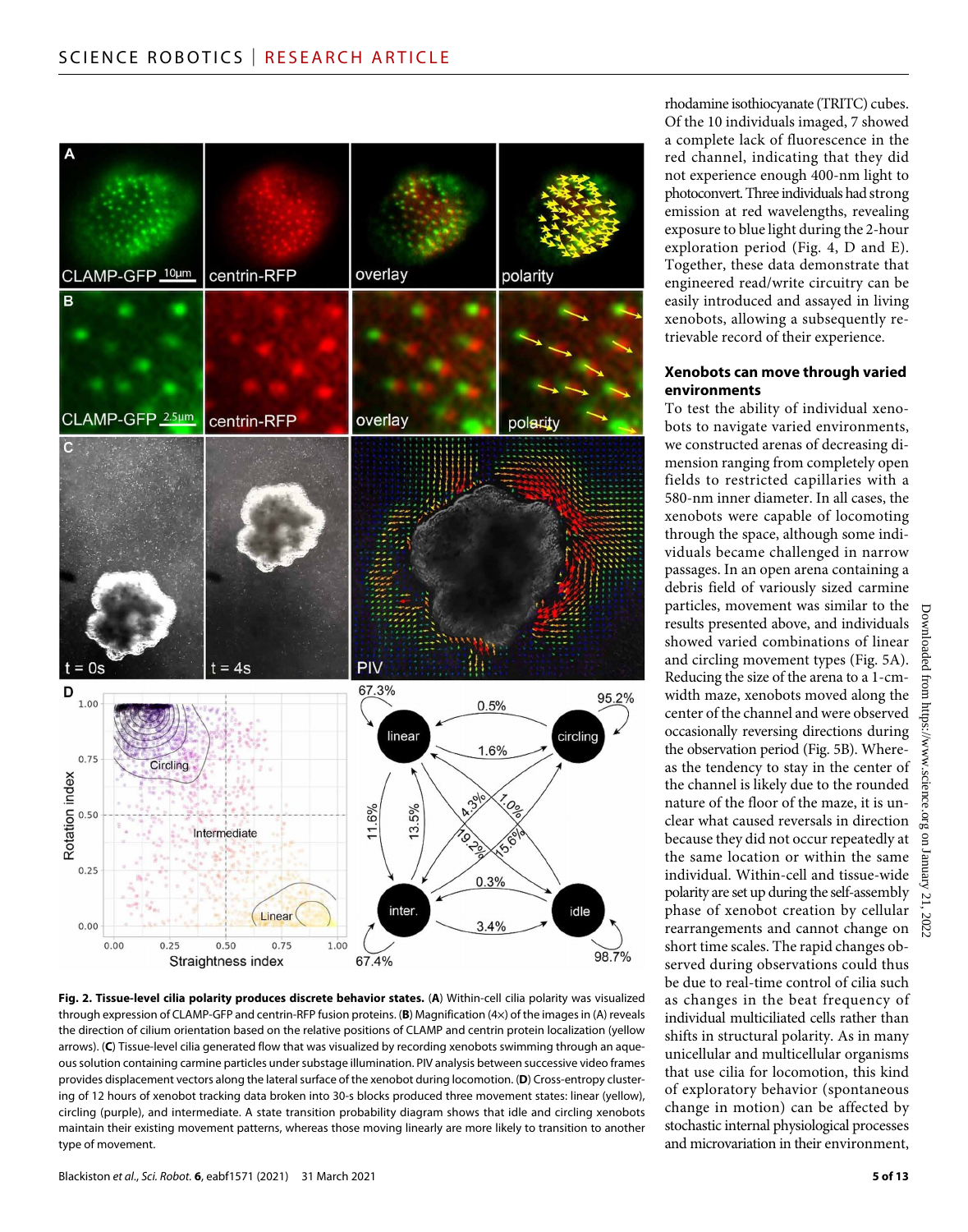**Fig. 2. Tissue-level cilia polarity produces discrete behavior states.** (**A**) Within-cell cilia polarity was visualized through expression of CLAMP-GFP and centrin-RFP fusion proteins. (**B**) Magnification (4×) of the images in (A) reveals the direction of cilium orientation based on the relative positions of CLAMP and centrin protein localization (yellow arrows). (**C**) Tissue-level cilia generated flow that was visualized by recording xenobots swimming through an aqueous solution containing carmine particles under substage illumination. PIV analysis between successive video frames provides displacement vectors along the lateral surface of the xenobot during locomotion. (**D**) Cross-entropy clustering of 12 hours of xenobot tracking data broken into 30-s blocks produced three movement states: linear (yellow), circling (purple), and intermediate. A state transition probability diagram shows that idle and circling xenobots maintain their existing movement patterns, whereas those moving linearly are more likely to transition to another type of movement.

rhodamine isothiocyanate (TRITC) cubes. Of the 10 individuals imaged, 7 showed a complete lack of fluorescence in the red channel, indicating that they did not experience enough 400-nm light to photoconvert. Three individuals had strong emission at red wavelengths, revealing exposure to blue light during the 2-hour exploration period (Fig. 4, D and E). Together, these data demonstrate that engineered read/write circuitry can be easily introduced and assayed in living xenobots, allowing a subsequently retrievable record of their experience.

### Xenobots can move through varied environments

To test the ability of individual xenobots to navigate varied environments, we constructed arenas of decreasing dimension ranging from completely open fields to restricted capillaries with a 580-nm inner diameter. In all cases, the xenobots were capable of locomoting through the space, although some individuals became challenged in narrow passages. In an open arena containing a debris field of variously sized carmine particles, movement was similar to the results presented above, and individuals showed varied combinations of linear and circling movement types (Fig. 5A). Reducing the size of the arena to a 1-cm-width maze, xenobots moved along the center of the channel and were observed occasionally reversing directions during the observation period (Fig. 5B). Whereas the tendency to stay in the center of the channel is likely due to the rounded nature of the floor of the maze, it is unclear what caused reversals in direction because they did not occur repeatedly at the same location or within the same individual. Within-cell and tissue-wide polarity are set up during the self-assembly phase of xenobot creation by cellular rearrangements and cannot change on short time scales. The rapid changes observed during observations could thus be due to real-time control of cilia such as changes in the beat frequency of individual multiciliated cells rather than shifts in structural polarity. As in many unicellular and multicellular organisms that use cilia for locomotion, this kind of exploratory behavior (spontaneous change in motion) can be affected by stochastic internal physiological processes and microvariation in their environment,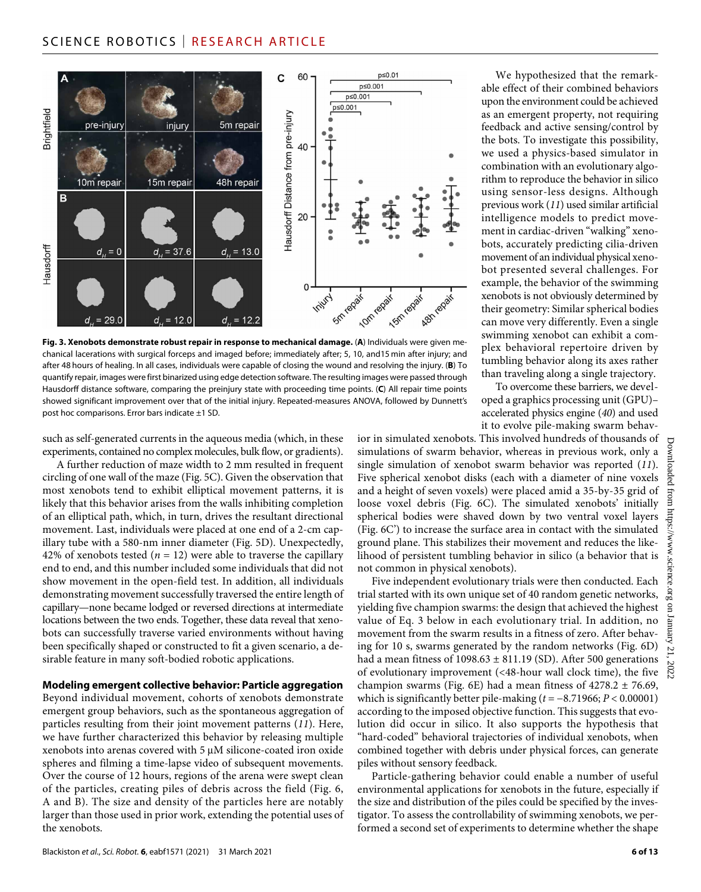**Fig. 3. Xenobots demonstrate robust repair in response to mechanical damage.** (**A**) Individuals were given mechanical lacerations with surgical forceps and imaged before; immediately after; 5, 10, and15 min after injury; and after 48 hours of healing. In all cases, individuals were capable of closing the wound and resolving the injury. (**B**) To quantify repair, images were first binarized using edge detection software. The resulting images were passed through Hausdorff distance software, comparing the preinjury state with proceeding time points. (**C**) All repair time points showed significant improvement over that of the initial injury. Repeated-measures ANOVA, followed by Dunnett's post hoc comparisons. Error bars indicate ±1 SD.

such as self-generated currents in the aqueous media (which, in these experiments, contained no complex molecules, bulk flow, or gradients).

A further reduction of maze width to 2 mm resulted in frequent circling of one wall of the maze (Fig. 5C). Given the observation that most xenobots tend to exhibit elliptical movement patterns, it is likely that this behavior arises from the walls inhibiting completion of an elliptical path, which, in turn, drives the resultant directional movement. Last, individuals were placed at one end of a 2-cm capillary tube with a 580-nm inner diameter (Fig. 5D). Unexpectedly, 42% of xenobots tested ($n = 12$) were able to traverse the capillary end to end, and this number included some individuals that did not show movement in the open-field test. In addition, all individuals demonstrating movement successfully traversed the entire length of capillary—none became lodged or reversed directions at intermediate locations between the two ends. Together, these data reveal that xenobots can successfully traverse varied environments without having been specifically shaped or constructed to fit a given scenario, a desirable feature in many soft-bodied robotic applications.

### Modeling emergent collective behavior: Particle aggregation

Beyond individual movement, cohorts of xenobots demonstrate emergent group behaviors, such as the spontaneous aggregation of particles resulting from their joint movement patterns (*11*). Here, we have further characterized this behavior by releasing multiple xenobots into arenas covered with 5 μM silicone-coated iron oxide spheres and filming a time-lapse video of subsequent movements. Over the course of 12 hours, regions of the arena were swept clean of the particles, creating piles of debris across the field (Fig. 6, A and B). The size and density of the particles here are notably larger than those used in prior work, extending the potential uses of the xenobots.

We hypothesized that the remarkable effect of their combined behaviors upon the environment could be achieved as an emergent property, not requiring feedback and active sensing/control by the bots. To investigate this possibility, we used a physics-based simulator in combination with an evolutionary algorithm to reproduce the behavior in silico using sensor-less designs. Although previous work (*11*) used similar artificial intelligence models to predict movement in cardiac-driven "walking" xenobots, accurately predicting cilia-driven movement of an individual physical xenobot presented several challenges. For example, the behavior of the swimming xenobots is not obviously determined by their geometry: Similar spherical bodies can move very differently. Even a single swimming xenobot can exhibit a complex behavioral repertoire driven by tumbling behavior along its axes rather than traveling along a single trajectory.

To overcome these barriers, we developed a graphics processing unit (GPU)–accelerated physics engine (*40*) and used it to evolve pile-making swarm behavior in simulated xenobots. This involved hundreds of thousands of simulations of swarm behavior, whereas in previous work, only a single simulation of xenobot swarm behavior was reported (*11*). Five spherical xenobot disks (each with a diameter of nine voxels and a height of seven voxels) were placed amid a 35-by-35 grid of loose voxel debris (Fig. 6C). The simulated xenobots' initially spherical bodies were shaved down by two ventral voxel layers (Fig. 6C') to increase the surface area in contact with the simulated ground plane. This stabilizes their movement and reduces the likelihood of persistent tumbling behavior in silico (a behavior that is not common in physical xenobots).

Five independent evolutionary trials were then conducted. Each trial started with its own unique set of 40 random genetic networks, yielding five champion swarms: the design that achieved the highest value of Eq. 3 below in each evolutionary trial. In addition, no movement from the swarm results in a fitness of zero. After behaving for 10 s, swarms generated by the random networks (Fig. 6D) had a mean fitness of 1098.63 ± 811.19 (SD). After 500 generations of evolutionary improvement (<48-hour wall clock time), the five champion swarms (Fig. 6E) had a mean fitness of 4278.2 ± 76.69, which is significantly better pile-making ($t = -8.71966$; $P < 0.00001$) according to the imposed objective function. This suggests that evolution did occur in silico. It also supports the hypothesis that "hard-coded" behavioral trajectories of individual xenobots, when combined together with debris under physical forces, can generate piles without sensory feedback.

Particle-gathering behavior could enable a number of useful environmental applications for xenobots in the future, especially if the size and distribution of the piles could be specified by the investigator. To assess the controllability of swimming xenobots, we performed a second set of experiments to determine whether the shape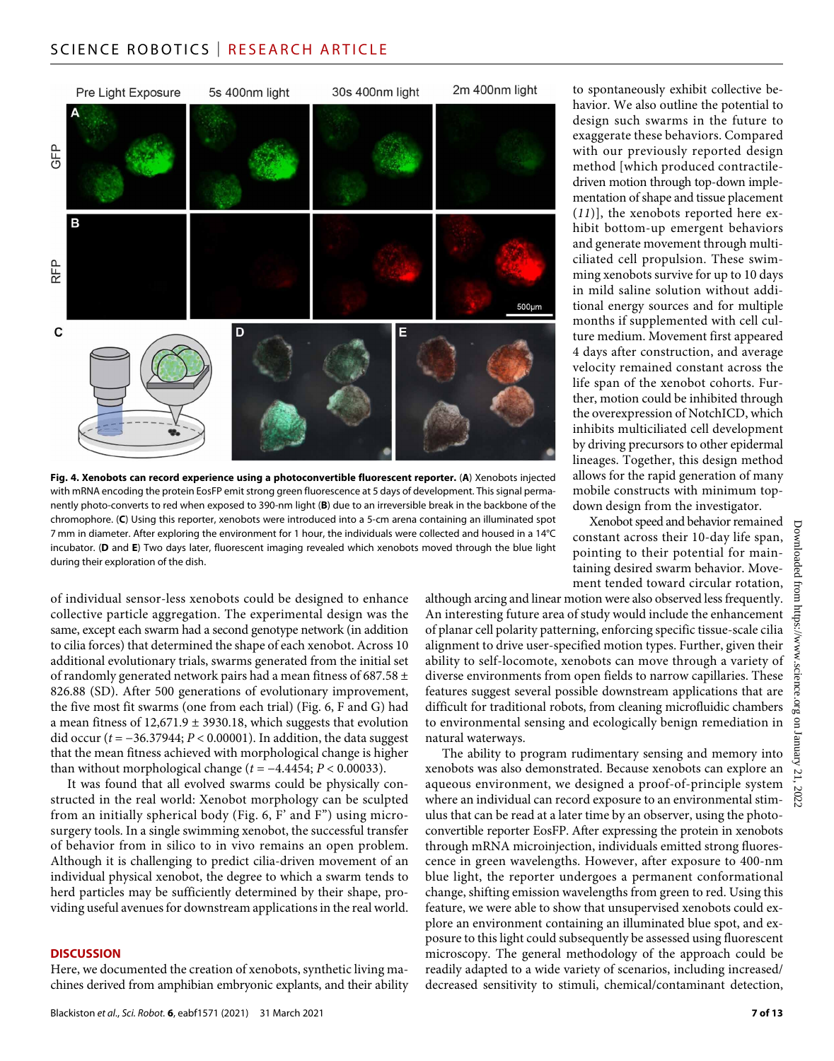**Fig. 4. Xenobots can record experience using a photoconvertible fluorescent reporter.** (**A**) Xenobots injected with mRNA encoding the protein EosFP emit strong green fluorescence at 5 days of development. This signal permanently photo-converts to red when exposed to 390-nm light (**B**) due to an irreversible break in the backbone of the chromophore. (**C**) Using this reporter, xenobots were introduced into a 5-cm arena containing an illuminated spot 7 mm in diameter. After exploring the environment for 1 hour, the individuals were collected and housed in a 14°C incubator. (**D** and **E**) Two days later, fluorescent imaging revealed which xenobots moved through the blue light during their exploration of the dish.

of individual sensor-less xenobots could be designed to enhance collective particle aggregation. The experimental design was the same, except each swarm had a second genotype network (in addition to cilia forces) that determined the shape of each xenobot. Across 10 additional evolutionary trials, swarms generated from the initial set of randomly generated network pairs had a mean fitness of 687.58 ± 826.88 (SD). After 500 generations of evolutionary improvement, the five most fit swarms (one from each trial) (Fig. 6, F and G) had a mean fitness of 12,671.9 ± 3930.18, which suggests that evolution did occur ($t = -36.37944$; $P < 0.00001$). In addition, the data suggest that the mean fitness achieved with morphological change is higher than without morphological change ($t = -4.4454$; $P < 0.00033$).

It was found that all evolved swarms could be physically constructed in the real world: Xenobot morphology can be sculpted from an initially spherical body (Fig. 6, F' and F") using microsurgery tools. In a single swimming xenobot, the successful transfer of behavior from in silico to in vivo remains an open problem. Although it is challenging to predict cilia-driven movement of an individual physical xenobot, the degree to which a swarm tends to herd particles may be sufficiently determined by their shape, providing useful avenues for downstream applications in the real world.

## DISCUSSION

Here, we documented the creation of xenobots, synthetic living machines derived from amphibian embryonic explants, and their ability to spontaneously exhibit collective behavior. We also outline the potential to design such swarms in the future to exaggerate these behaviors. Compared with our previously reported design method [which produced contractile-driven motion through top-down implementation of shape and tissue placement (*11*)], the xenobots reported here exhibit bottom-up emergent behaviors and generate movement through multiciliated cell propulsion. These swimming xenobots survive for up to 10 days in mild saline solution without additional energy sources and for multiple months if supplemented with cell culture medium. Movement first appeared 4 days after construction, and average velocity remained constant across the life span of the xenobot cohorts. Further, motion could be inhibited through the overexpression of NotchICD, which inhibits multiciliated cell development by driving precursors to other epidermal lineages. Together, this design method allows for the rapid generation of many mobile constructs with minimum top-down design from the investigator.

Xenobot speed and behavior remained constant across their 10-day life span, pointing to their potential for maintaining desired swarm behavior. Movement tended toward circular rotation, although arcing and linear motion were also observed less frequently. An interesting future area of study would include the enhancement of planar cell polarity patterning, enforcing specific tissue-scale cilia alignment to drive user-specified motion types. Further, given their ability to self-locomote, xenobots can move through a variety of diverse environments from open fields to narrow capillaries. These features suggest several possible downstream applications that are difficult for traditional robots, from cleaning microfluidic chambers to environmental sensing and ecologically benign remediation in natural waterways.

The ability to program rudimentary sensing and memory into xenobots was also demonstrated. Because xenobots can explore an aqueous environment, we designed a proof-of-principle system where an individual can record exposure to an environmental stimulus that can be read at a later time by an observer, using the photoconvertible reporter EosFP. After expressing the protein in xenobots through mRNA microinjection, individuals emitted strong fluorescence in green wavelengths. However, after exposure to 400-nm blue light, the reporter undergoes a permanent conformational change, shifting emission wavelengths from green to red. Using this feature, we were able to show that unsupervised xenobots could explore an environment containing an illuminated blue spot, and exposure to this light could subsequently be assessed using fluorescent microscopy. The general methodology of the approach could be readily adapted to a wide variety of scenarios, including increased/decreased sensitivity to stimuli, chemical/contaminant detection,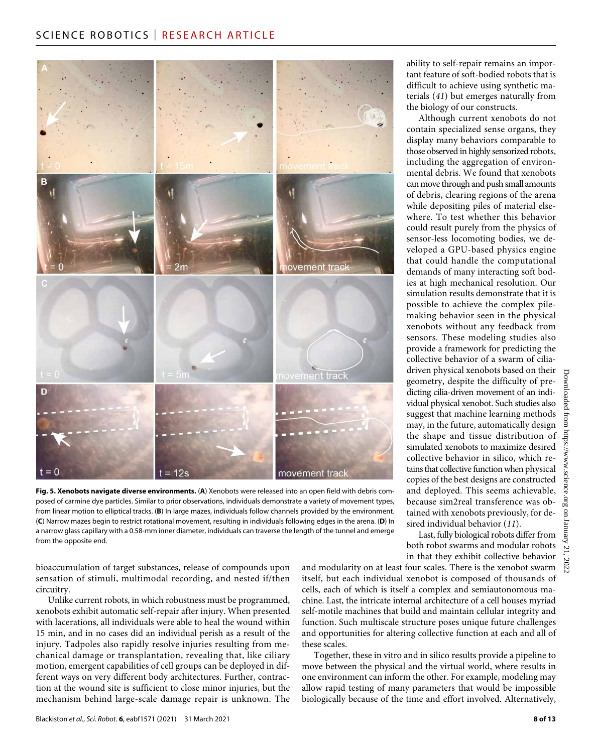**Fig. 5. Xenobots navigate diverse environments.** (**A**) Xenobots were released into an open field with debris composed of carmine dye particles. Similar to prior observations, individuals demonstrate a variety of movement types, from linear motion to elliptical tracks. (**B**) In large mazes, individuals follow channels provided by the environment. (**C**) Narrow mazes begin to restrict rotational movement, resulting in individuals following edges in the arena. (**D**) In a narrow glass capillary with a 0.58-mm inner diameter, individuals can traverse the length of the tunnel and emerge from the opposite end.

bioaccumulation of target substances, release of compounds upon sensation of stimuli, multimodal recording, and nested if/then circuitry.

Unlike current robots, in which robustness must be programmed, xenobots exhibit automatic self-repair after injury. When presented with lacerations, all individuals were able to heal the wound within 15 min, and in no cases did an individual perish as a result of the injury. Tadpoles also rapidly resolve injuries resulting from mechanical damage or transplantation, revealing that, like ciliary motion, emergent capabilities of cell groups can be deployed in different ways on very different body architectures. Further, contraction at the wound site is sufficient to close minor injuries, but the mechanism behind large-scale damage repair is unknown. The ability to self-repair remains an important feature of soft-bodied robots that is difficult to achieve using synthetic materials (*41*) but emerges naturally from the biology of our constructs.

Although current xenobots do not contain specialized sense organs, they display many behaviors comparable to those observed in highly sensorized robots, including the aggregation of environmental debris. We found that xenobots can move through and push small amounts of debris, clearing regions of the arena while depositing piles of material elsewhere. To test whether this behavior could result purely from the physics of sensor-less locomoting bodies, we developed a GPU-based physics engine that could handle the computational demands of many interacting soft bodies at high mechanical resolution. Our simulation results demonstrate that it is possible to achieve the complex pile-making behavior seen in the physical xenobots without any feedback from sensors. These modeling studies also provide a framework for predicting the collective behavior of a swarm of cilia-driven physical xenobots based on their geometry, despite the difficulty of predicting cilia-driven movement of an individual physical xenobot. Such studies also suggest that machine learning methods may, in the future, automatically design the shape and tissue distribution of simulated xenobots to maximize desired collective behavior in silico, which retains that collective function when physical copies of the best designs are constructed and deployed. This seems achievable, because sim2real transference was obtained with xenobots previously, for desired individual behavior (*11*).

Last, fully biological robots differ from both robot swarms and modular robots in that they exhibit collective behavior and modularity on at least four scales. There is the xenobot swarm itself, but each individual xenobot is composed of thousands of cells, each of which is itself a complex and semiautonomous machine. Last, the intricate internal architecture of a cell houses myriad self-motile machines that build and maintain cellular integrity and function. Such multiscale structure poses unique future challenges and opportunities for altering collective function at each and all of these scales.

Together, these in vitro and in silico results provide a pipeline to move between the physical and the virtual world, where results in one environment can inform the other. For example, modeling may allow rapid testing of many parameters that would be impossible biologically because of the time and effort involved. Alternatively,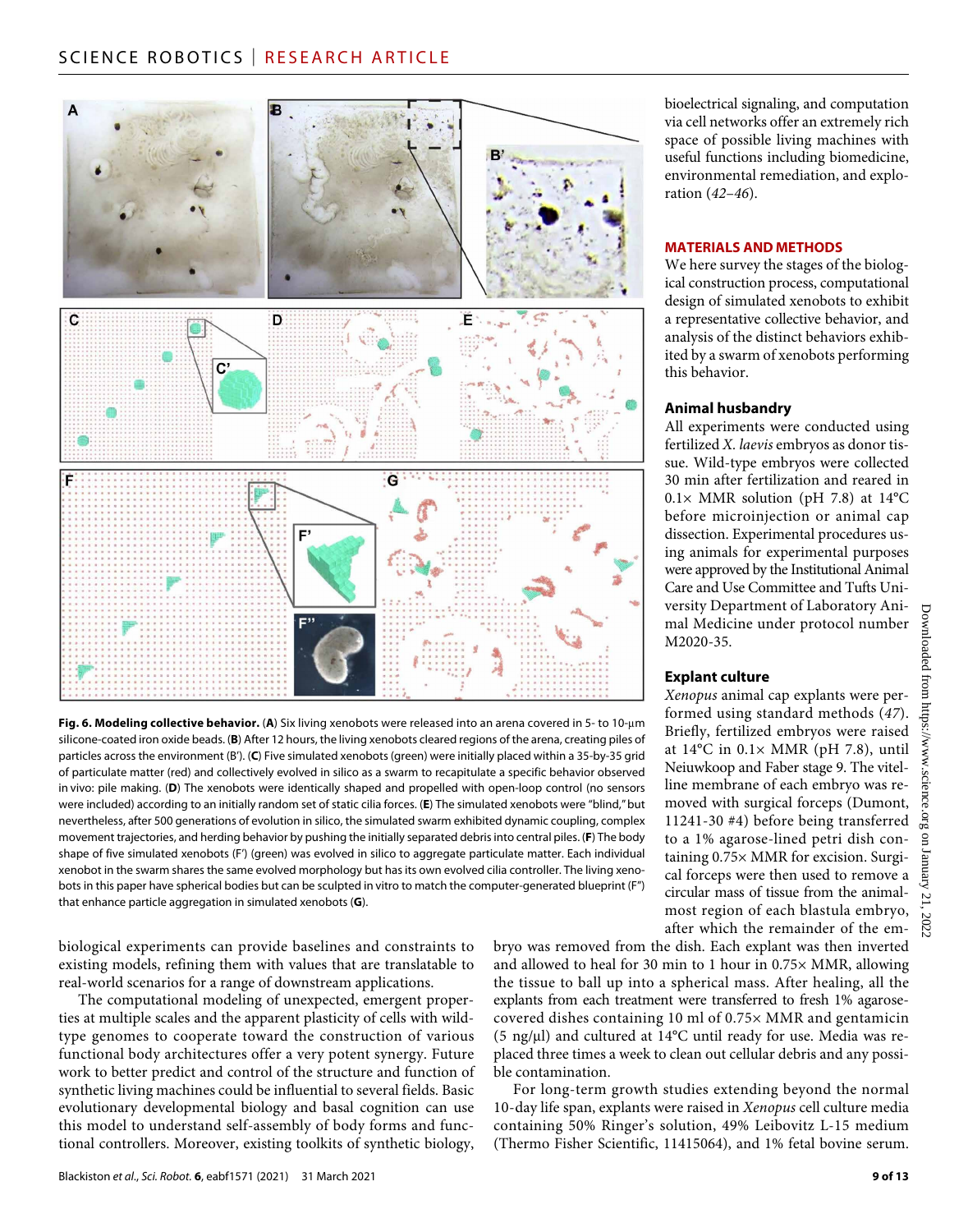**Fig. 6. Modeling collective behavior.** (**A**) Six living xenobots were released into an arena covered in 5- to 10-μm silicone-coated iron oxide beads. (**B**) After 12 hours, the living xenobots cleared regions of the arena, creating piles of particles across the environment (B′). (**C**) Five simulated xenobots (green) were initially placed within a 35-by-35 grid of particulate matter (red) and collectively evolved in silico as a swarm to recapitulate a specific behavior observed in vivo: pile making. (**D**) The xenobots were identically shaped and propelled with open-loop control (no sensors were included) according to an initially random set of static cilia forces. (**E**) The simulated xenobots were "blind," but nevertheless, after 500 generations of evolution in silico, the simulated swarm exhibited dynamic coupling, complex movement trajectories, and herding behavior by pushing the initially separated debris into central piles. (**F**) The body shape of five simulated xenobots (F′) (green) was evolved in silico to aggregate particulate matter. Each individual xenobot in the swarm shares the same evolved morphology but has its own evolved cilia controller. The living xenobots in this paper have spherical bodies but can be sculpted in vitro to match the computer-generated blueprint (F″) that enhance particle aggregation in simulated xenobots (**G**).

biological experiments can provide baselines and constraints to existing models, refining them with values that are translatable to real-world scenarios for a range of downstream applications.

The computational modeling of unexpected, emergent properties at multiple scales and the apparent plasticity of cells with wild-type genomes to cooperate toward the construction of various functional body architectures offer a very potent synergy. Future work to better predict and control of the structure and function of synthetic living machines could be influential to several fields. Basic evolutionary developmental biology and basal cognition can use this model to understand self-assembly of body forms and functional controllers. Moreover, existing toolkits of synthetic biology, bioelectrical signaling, and computation via cell networks offer an extremely rich space of possible living machines with useful functions including biomedicine, environmental remediation, and exploration (*42*–*46*).

## MATERIALS AND METHODS

We here survey the stages of the biological construction process, computational design of simulated xenobots to exhibit a representative collective behavior, and analysis of the distinct behaviors exhibited by a swarm of xenobots performing this behavior.

### Animal husbandry

All experiments were conducted using fertilized *X. laevis* embryos as donor tissue. Wild-type embryos were collected 30 min after fertilization and reared in 0.1× MMR solution (pH 7.8) at 14°C before microinjection or animal cap dissection. Experimental procedures using animals for experimental purposes were approved by the Institutional Animal Care and Use Committee and Tufts University Department of Laboratory Animal Medicine under protocol number M2020-35.

### Explant culture

*Xenopus* animal cap explants were performed using standard methods (*47*). Briefly, fertilized embryos were raised at 14°C in 0.1× MMR (pH 7.8), until Neiuwkoop and Faber stage 9. The vitelline membrane of each embryo was removed with surgical forceps (Dumont, 11241-30 #4) before being transferred to a 1% agarose-lined petri dish containing 0.75× MMR for excision. Surgical forceps were then used to remove a circular mass of tissue from the animal-most region of each blastula embryo, after which the remainder of the embryo was removed from the dish. Each explant was then inverted and allowed to heal for 30 min to 1 hour in 0.75× MMR, allowing the tissue to ball up into a spherical mass. After healing, all the explants from each treatment were transferred to fresh 1% agarose-covered dishes containing 10 ml of 0.75× MMR and gentamicin (5 ng/μl) and cultured at 14°C until ready for use. Media was replaced three times a week to clean out cellular debris and any possible contamination.

For long-term growth studies extending beyond the normal 10-day life span, explants were raised in *Xenopus* cell culture media containing 50% Ringer's solution, 49% Leibovitz L-15 medium (Thermo Fisher Scientific, 11415064), and 1% fetal bovine serum.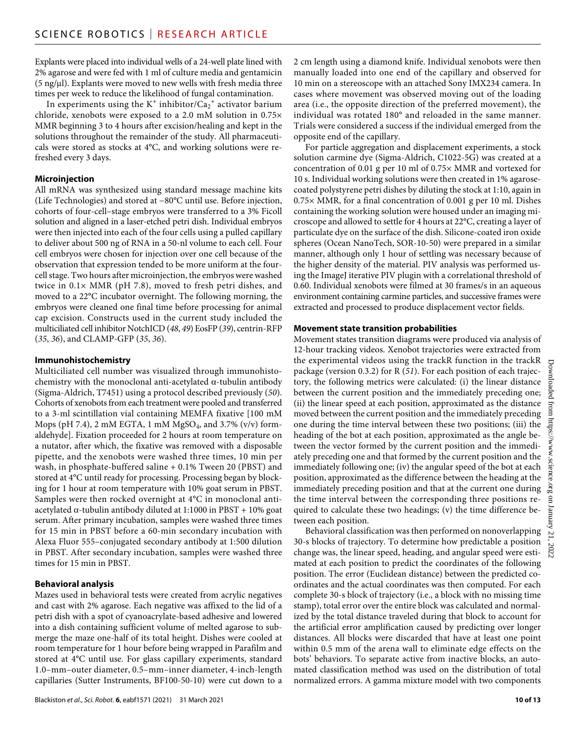Explants were placed into individual wells of a 24-well plate lined with 2% agarose and were fed with 1 ml of culture media and gentamicin (5 ng/μl). Explants were moved to new wells with fresh media three times per week to reduce the likelihood of fungal contamination.

In experiments using the $K^+$ inhibitor/$Ca_2^+$ activator barium chloride, xenobots were exposed to a 2.0 mM solution in 0.75× MMR beginning 3 to 4 hours after excision/healing and kept in the solutions throughout the remainder of the study. All pharmaceuticals were stored as stocks at 4°C, and working solutions were refreshed every 3 days.

### Microinjection

All mRNA was synthesized using standard message machine kits (Life Technologies) and stored at −80°C until use. Before injection, cohorts of four-cell–stage embryos were transferred to a 3% Ficoll solution and aligned in a laser-etched petri dish. Individual embryos were then injected into each of the four cells using a pulled capillary to deliver about 500 ng of RNA in a 50-nl volume to each cell. Four cell embryos were chosen for injection over one cell because of the observation that expression tended to be more uniform at the four-cell stage. Two hours after microinjection, the embryos were washed twice in 0.1× MMR (pH 7.8), moved to fresh petri dishes, and moved to a 22°C incubator overnight. The following morning, the embryos were cleaned one final time before processing for animal cap excision. Constructs used in the current study included the multiciliated cell inhibitor NotchICD (*48*, *49*) EosFP (*39*), centrin-RFP (*35*, *36*), and CLAMP-GFP (*35*, *36*).

### Immunohistochemistry

Multiciliated cell number was visualized through immunohistochemistry with the monoclonal anti-acetylated α-tubulin antibody (Sigma-Aldrich, T7451) using a protocol described previously (*50*). Cohorts of xenobots from each treatment were pooled and transferred to a 3-ml scintillation vial containing MEMFA fixative [100 mM Mops (pH 7.4), 2 mM EGTA, 1 mM $MgSO_4$, and 3.7% (v/v) formaldehyde]. Fixation proceeded for 2 hours at room temperature on a nutator, after which, the fixative was removed with a disposable pipette, and the xenobots were washed three times, 10 min per wash, in phosphate-buffered saline + 0.1% Tween 20 (PBST) and stored at 4°C until ready for processing. Processing began by blocking for 1 hour at room temperature with 10% goat serum in PBST. Samples were then rocked overnight at 4°C in monoclonal anti-acetylated α-tubulin antibody diluted at 1:1000 in PBST + 10% goat serum. After primary incubation, samples were washed three times for 15 min in PBST before a 60-min secondary incubation with Alexa Fluor 555–conjugated secondary antibody at 1:500 dilution in PBST. After secondary incubation, samples were washed three times for 15 min in PBST.

### Behavioral analysis

Mazes used in behavioral tests were created from acrylic negatives and cast with 2% agarose. Each negative was affixed to the lid of a petri dish with a spot of cyanoacrylate-based adhesive and lowered into a dish containing sufficient volume of melted agarose to submerge the maze one-half of its total height. Dishes were cooled at room temperature for 1 hour before being wrapped in Parafilm and stored at 4°C until use. For glass capillary experiments, standard 1.0–mm–outer diameter, 0.5–mm–inner diameter, 4-inch-length capillaries (Sutter Instruments, BF100-50-10) were cut down to a 2 cm length using a diamond knife. Individual xenobots were then manually loaded into one end of the capillary and observed for 10 min on a stereoscope with an attached Sony IMX234 camera. In cases where movement was observed moving out of the loading area (i.e., the opposite direction of the preferred movement), the individual was rotated 180° and reloaded in the same manner. Trials were considered a success if the individual emerged from the opposite end of the capillary.

For particle aggregation and displacement experiments, a stock solution carmine dye (Sigma-Aldrich, C1022-5G) was created at a concentration of 0.01 g per 10 ml of 0.75× MMR and vortexed for 10 s. Individual working solutions were then created in 1% agarose-coated polystyrene petri dishes by diluting the stock at 1:10, again in 0.75× MMR, for a final concentration of 0.001 g per 10 ml. Dishes containing the working solution were housed under an imaging microscope and allowed to settle for 4 hours at 22°C, creating a layer of particulate dye on the surface of the dish. Silicone-coated iron oxide spheres (Ocean NanoTech, SOR-10-50) were prepared in a similar manner, although only 1 hour of settling was necessary because of the higher density of the material. PIV analysis was performed using the ImageJ iterative PIV plugin with a correlational threshold of 0.60. Individual xenobots were filmed at 30 frames/s in an aqueous environment containing carmine particles, and successive frames were extracted and processed to produce displacement vector fields.

### Movement state transition probabilities

Movement states transition diagrams were produced via analysis of 12-hour tracking videos. Xenobot trajectories were extracted from the experimental videos using the trackR function in the trackR package (version 0.3.2) for R (*51*). For each position of each trajectory, the following metrics were calculated: (i) the linear distance between the current position and the immediately preceding one; (ii) the linear speed at each position, approximated as the distance moved between the current position and the immediately preceding one during the time interval between these two positions; (iii) the heading of the bot at each position, approximated as the angle between the vector formed by the current position and the immediately preceding one and that formed by the current position and the immediately following one; (iv) the angular speed of the bot at each position, approximated as the difference between the heading at the immediately preceding position and that at the current one during the time interval between the corresponding three positions required to calculate these two headings; (v) the time difference between each position.

Behavioral classification was then performed on nonoverlapping 30-s blocks of trajectory. To determine how predictable a position change was, the linear speed, heading, and angular speed were estimated at each position to predict the coordinates of the following position. The error (Euclidean distance) between the predicted coordinates and the actual coordinates was then computed. For each complete 30-s block of trajectory (i.e., a block with no missing time stamp), total error over the entire block was calculated and normalized by the total distance traveled during that block to account for the artificial error amplification caused by predicting over longer distances. All blocks were discarded that have at least one point within 0.5 mm of the arena wall to eliminate edge effects on the bots' behaviors. To separate active from inactive blocks, an automated classification method was used on the distribution of total normalized errors. A gamma mixture model with two components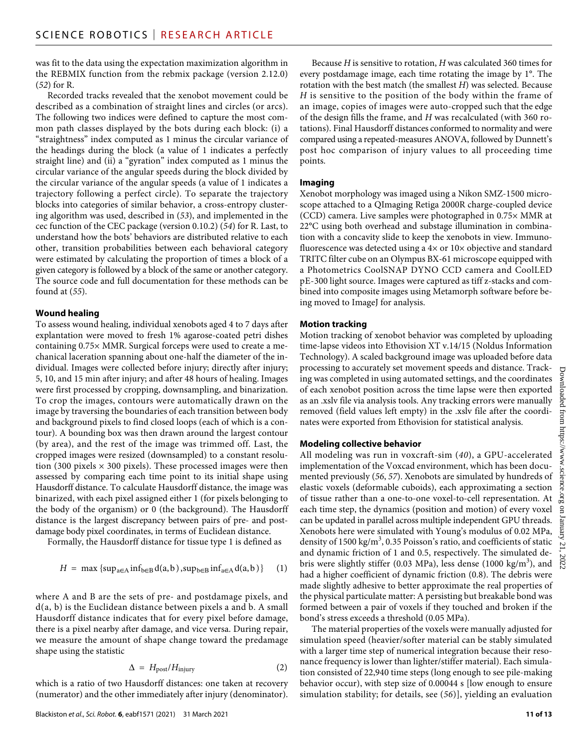was fit to the data using the expectation maximization algorithm in the REBMIX function from the rebmix package (version 2.12.0) (52) for R.

Recorded tracks revealed that the xenobot movement could be described as a combination of straight lines and circles (or arcs). The following two indices were defined to capture the most common path classes displayed by the bots during each block: (i) a "straightness" index computed as 1 minus the circular variance of the headings during the block (a value of 1 indicates a perfectly straight line) and (ii) a "gyration" index computed as 1 minus the circular variance of the angular speeds during the block divided by the circular variance of the angular speeds (a value of 1 indicates a trajectory following a perfect circle). To separate the trajectory blocks into categories of similar behavior, a cross-entropy clustering algorithm was used, described in (53), and implemented in the cec function of the CEC package (version 0.10.2) (54) for R. Last, to understand how the bots' behaviors are distributed relative to each other, transition probabilities between each behavioral category were estimated by calculating the proportion of times a block of a given category is followed by a block of the same or another category. The source code and full documentation for these methods can be found at (55).

### Wound healing

To assess wound healing, individual xenobots aged 4 to 7 days after explantation were moved to fresh 1% agarose-coated petri dishes containing 0.75× MMR. Surgical forceps were used to create a mechanical laceration spanning about one-half the diameter of the individual. Images were collected before injury; directly after injury; 5, 10, and 15 min after injury; and after 48 hours of healing. Images were first processed by cropping, downsampling, and binarization. To crop the images, contours were automatically drawn on the image by traversing the boundaries of each transition between body and background pixels to find closed loops (each of which is a contour). A bounding box was then drawn around the largest contour (by area), and the rest of the image was trimmed off. Last, the cropped images were resized (downsampled) to a constant resolution (300 pixels × 300 pixels). These processed images were then assessed by comparing each time point to its initial shape using Hausdorff distance. To calculate Hausdorff distance, the image was binarized, with each pixel assigned either 1 (for pixels belonging to the body of the organism) or 0 (the background). The Hausdorff distance is the largest discrepancy between pairs of pre- and postdamage body pixel coordinates, in terms of Euclidean distance.

Formally, the Hausdorff distance for tissue type 1 is defined as

$$H = \max\{\sup_{a\in A}\inf_{b\in B} d(a,b), \sup_{b\in B}\inf_{a\in A} d(a,b)\} \quad (1)$$

where A and B are the sets of pre- and postdamage pixels, and d(a, b) is the Euclidean distance between pixels a and b. A small Hausdorff distance indicates that for every pixel before damage, there is a pixel nearby after damage, and vice versa. During repair, we measure the amount of shape change toward the predamage shape using the statistic

$$\Delta = H_{post}/H_{injury} \quad (2)$$

which is a ratio of two Hausdorff distances: one taken at recovery (numerator) and the other immediately after injury (denominator).

Because $H$ is sensitive to rotation, $H$ was calculated 360 times for every postdamage image, each time rotating the image by 1°. The rotation with the best match (the smallest $H$) was selected. Because $H$ is sensitive to the position of the body within the frame of an image, copies of images were auto-cropped such that the edge of the design fills the frame, and $H$ was recalculated (with 360 rotations). Final Hausdorff distances conformed to normality and were compared using a repeated-measures ANOVA, followed by Dunnett's post hoc comparison of injury values to all proceeding time points.

### Imaging

Xenobot morphology was imaged using a Nikon SMZ-1500 microscope attached to a QImaging Retiga 2000R charge-coupled device (CCD) camera. Live samples were photographed in 0.75× MMR at 22°C using both overhead and substage illumination in combination with a concavity slide to keep the xenobots in view. Immunofluorescence was detected using a 4× or 10× objective and standard TRITC filter cube on an Olympus BX-61 microscope equipped with a Photometrics CoolSNAP DYNO CCD camera and CoolLED pE-300 light source. Images were captured as tiff z-stacks and combined into composite images using Metamorph software before being moved to ImageJ for analysis.

### Motion tracking

Motion tracking of xenobot behavior was completed by uploading time-lapse videos into Ethovision XT v.14/15 (Noldus Information Technology). A scaled background image was uploaded before data processing to accurately set movement speeds and distance. Tracking was completed in using automated settings, and the coordinates of each xenobot position across the time lapse were then exported as an .xslv file via analysis tools. Any tracking errors were manually removed (field values left empty) in the .xslv file after the coordinates were exported from Ethovision for statistical analysis.

### Modeling collective behavior

All modeling was run in voxcraft-sim (40), a GPU-accelerated implementation of the Voxcad environment, which has been documented previously (56, 57). Xenobots are simulated by hundreds of elastic voxels (deformable cuboids), each approximating a section of tissue rather than a one-to-one voxel-to-cell representation. At each time step, the dynamics (position and motion) of every voxel can be updated in parallel across multiple independent GPU threads. Xenobots here were simulated with Young's modulus of 0.02 MPa, density of 1500 kg/m$^3$, 0.35 Poisson's ratio, and coefficients of static and dynamic friction of 1 and 0.5, respectively. The simulated debris were slightly stiffer (0.03 MPa), less dense (1000 kg/m$^3$), and had a higher coefficient of dynamic friction (0.8). The debris were made slightly adhesive to better approximate the real properties of the physical particulate matter: A persisting but breakable bond was formed between a pair of voxels if they touched and broken if the bond's stress exceeds a threshold (0.05 MPa).

The material properties of the voxels were manually adjusted for simulation speed (heavier/softer material can be stably simulated with a larger time step of numerical integration because their resonance frequency is lower than lighter/stiffer material). Each simulation consisted of 22,940 time steps (long enough to see pile-making behavior occur), with step size of 0.00044 s [low enough to ensure simulation stability; for details, see (56)], yielding an evaluation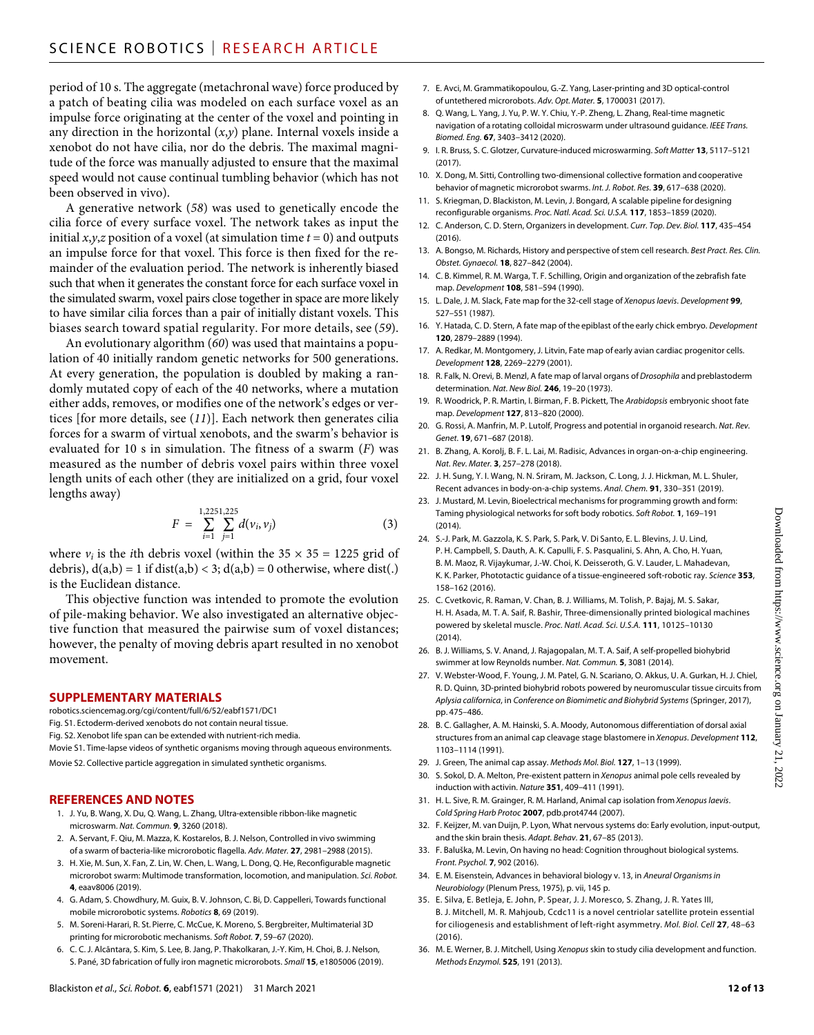period of 10 s. The aggregate (metachronal wave) force produced by a patch of beating cilia was modeled on each surface voxel as an impulse force originating at the center of the voxel and pointing in any direction in the horizontal ($x$,$y$) plane. Internal voxels inside a xenobot do not have cilia, nor do the debris. The maximal magnitude of the force was manually adjusted to ensure that the maximal speed would not cause continual tumbling behavior (which has not been observed in vivo).

A generative network (*58*) was used to genetically encode the cilia force of every surface voxel. The network takes as input the initial $x$,$y$,$z$ position of a voxel (at simulation time $t = 0$) and outputs an impulse force for that voxel. This force is then fixed for the remainder of the evaluation period. The network is inherently biased such that when it generates the constant force for each surface voxel in the simulated swarm, voxel pairs close together in space are more likely to have similar cilia forces than a pair of initially distant voxels. This biases search toward spatial regularity. For more details, see (*59*).

An evolutionary algorithm (*60*) was used that maintains a population of 40 initially random genetic networks for 500 generations. At every generation, the population is doubled by making a randomly mutated copy of each of the 40 networks, where a mutation either adds, removes, or modifies one of the network's edges or vertices [for more details, see (*11*)]. Each network then generates cilia forces for a swarm of virtual xenobots, and the swarm's behavior is evaluated for 10 s in simulation. The fitness of a swarm ($F$) was measured as the number of debris voxel pairs within three voxel length units of each other (they are initialized on a grid, four voxel lengths away)

$$F = \sum_{i=1}^{1,225} \sum_{j=1}^{1,225} d(v_i, v_j) \tag{3}$$

where $v_i$ is the $i$th debris voxel (within the $35 \times 35 = 1225$ grid of debris), $d(a,b) = 1$ if $\text{dist}(a,b) < 3$; $d(a,b) = 0$ otherwise, where dist(.) is the Euclidean distance.

This objective function was intended to promote the evolution of pile-making behavior. We also investigated an alternative objective function that measured the pairwise sum of voxel distances; however, the penalty of moving debris apart resulted in no xenobot movement.

## SUPPLEMENTARY MATERIALS

robotics.sciencemag.org/cgi/content/full/6/52/eabf1571/DC1
Fig. S1. Ectoderm-derived xenobots do not contain neural tissue.
Fig. S2. Xenobot life span can be extended with nutrient-rich media.
Movie S1. Time-lapse videos of synthetic organisms moving through aqueous environments.
Movie S2. Collective particle aggregation in simulated synthetic organisms.

## REFERENCES AND NOTES

1. J. Yu, B. Wang, X. Du, Q. Wang, L. Zhang, Ultra-extensible ribbon-like magnetic microswarm. *Nat. Commun.* **9**, 3260 (2018).
2. A. Servant, F. Qiu, M. Mazza, K. Kostarelos, B. J. Nelson, Controlled in vivo swimming of a swarm of bacteria-like microrobotic flagella. *Adv. Mater.* **27**, 2981–2988 (2015).
3. H. Xie, M. Sun, X. Fan, Z. Lin, W. Chen, L. Wang, L. Dong, Q. He, Reconfigurable magnetic microrobot swarm: Multimode transformation, locomotion, and manipulation. *Sci. Robot.* **4**, eaav8006 (2019).
4. G. Adam, S. Chowdhury, M. Guix, B. V. Johnson, C. Bi, D. Cappelleri, Towards functional mobile microrobotic systems. *Robotics* **8**, 69 (2019).
5. M. Soreni-Harari, R. St. Pierre, C. McCue, K. Moreno, S. Bergbreiter, Multimaterial 3D printing for microrobotic mechanisms. *Soft Robot.* **7**, 59–67 (2020).
6. C. C. J. Alcântara, S. Kim, S. Lee, B. Jang, P. Thakolkaran, J.-Y. Kim, H. Choi, B. J. Nelson, S. Pané, 3D fabrication of fully iron magnetic microrobots. *Small* **15**, e1805006 (2019).
7. E. Avci, M. Grammatikopoulou, G.-Z. Yang, Laser-printing and 3D optical-control of untethered microrobots. *Adv. Opt. Mater.* **5**, 1700031 (2017).
8. Q. Wang, L. Yang, J. Yu, P. W. Y. Chiu, Y.-P. Zheng, L. Zhang, Real-time magnetic navigation of a rotating colloidal microswarm under ultrasound guidance. *IEEE Trans. Biomed. Eng.* **67**, 3403–3412 (2020).
9. I. R. Bruss, S. C. Glotzer, Curvature-induced microswarming. *Soft Matter* **13**, 5117–5121 (2017).
10. X. Dong, M. Sitti, Controlling two-dimensional collective formation and cooperative behavior of magnetic microrobot swarms. *Int. J. Robot. Res.* **39**, 617–638 (2020).
11. S. Kriegman, D. Blackiston, M. Levin, J. Bongard, A scalable pipeline for designing reconfigurable organisms. *Proc. Natl. Acad. Sci. U.S.A.* **117**, 1853–1859 (2020).
12. C. Anderson, C. D. Stern, Organizers in development. *Curr. Top. Dev. Biol.* **117**, 435–454 (2016).
13. A. Bongso, M. Richards, History and perspective of stem cell research. *Best Pract. Res. Clin. Obstet. Gynaecol.* **18**, 827–842 (2004).
14. C. B. Kimmel, R. M. Warga, T. F. Schilling, Origin and organization of the zebrafish fate map. *Development* **108**, 581–594 (1990).
15. L. Dale, J. M. Slack, Fate map for the 32-cell stage of *Xenopus laevis*. *Development* **99**, 527–551 (1987).
16. Y. Hatada, C. D. Stern, A fate map of the epiblast of the early chick embryo. *Development* **120**, 2879–2889 (1994).
17. A. Redkar, M. Montgomery, J. Litvin, Fate map of early avian cardiac progenitor cells. *Development* **128**, 2269–2279 (2001).
18. R. Falk, N. Orevi, B. Menzl, A fate map of larval organs of *Drosophila* and preblastoderm determination. *Nat. New Biol.* **246**, 19–20 (1973).
19. R. Woodrick, P. R. Martin, I. Birman, F. B. Pickett, The *Arabidopsis* embryonic shoot fate map. *Development* **127**, 813–820 (2000).
20. G. Rossi, A. Manfrin, M. P. Lutolf, Progress and potential in organoid research. *Nat. Rev. Genet.* **19**, 671–687 (2018).
21. B. Zhang, A. Korolj, B. F. L. Lai, M. Radisic, Advances in organ-on-a-chip engineering. *Nat. Rev. Mater.* **3**, 257–278 (2018).
22. J. H. Sung, Y. I. Wang, N. N. Sriram, M. Jackson, C. Long, J. J. Hickman, M. L. Shuler, Recent advances in body-on-a-chip systems. *Anal. Chem.* **91**, 330–351 (2019).
23. J. Mustard, M. Levin, Bioelectrical mechanisms for programming growth and form: Taming physiological networks for soft body robotics. *Soft Robot.* **1**, 169–191 (2014).
24. S.-J. Park, M. Gazzola, K. S. Park, S. Park, V. Di Santo, E. L. Blevins, J. U. Lind, P. H. Campbell, S. Dauth, A. K. Capulli, F. S. Pasqualini, S. Ahn, A. Cho, H. Yuan, B. M. Maoz, R. Vijaykumar, J.-W. Choi, K. Deisseroth, G. V. Lauder, L. Mahadevan, K. K. Parker, Phototactic guidance of a tissue-engineered soft-robotic ray. *Science* **353**, 158–162 (2016).
25. C. Cvetkovic, R. Raman, V. Chan, B. J. Williams, M. Tolish, P. Bajaj, M. S. Sakar, H. H. Asada, M. T. A. Saif, R. Bashir, Three-dimensionally printed biological machines powered by skeletal muscle. *Proc. Natl. Acad. Sci. U.S.A.* **111**, 10125–10130 (2014).
26. B. J. Williams, S. V. Anand, J. Rajagopalan, M. T. A. Saif, A self-propelled biohybrid swimmer at low Reynolds number. *Nat. Commun.* **5**, 3081 (2014).
27. V. Webster-Wood, F. Young, J. M. Patel, G. N. Scariano, O. Akkus, U. A. Gurkan, H. J. Chiel, R. D. Quinn, 3D-printed biohybrid robots powered by neuromuscular tissue circuits from *Aplysia californica*, in *Conference on Biomimetic and Biohybrid Systems* (Springer, 2017), pp. 475–486.
28. B. C. Gallagher, A. M. Hainski, S. A. Moody, Autonomous differentiation of dorsal axial structures from an animal cap cleavage stage blastomere in *Xenopus*. *Development* **112**, 1103–1114 (1991).
29. J. Green, The animal cap assay. *Methods Mol. Biol.* **127**, 1–13 (1999).
30. S. Sokol, D. A. Melton, Pre-existent pattern in *Xenopus* animal pole cells revealed by induction with activin. *Nature* **351**, 409–411 (1991).
31. H. L. Sive, R. M. Grainger, R. M. Harland, Animal cap isolation from *Xenopus laevis*. *Cold Spring Harb Protoc* **2007**, pdb.prot4744 (2007).
32. F. Keijzer, M. van Duijn, P. Lyon, What nervous systems do: Early evolution, input-output, and the skin brain thesis. *Adapt. Behav.* **21**, 67–85 (2013).
33. F. Baluška, M. Levin, On having no head: Cognition throughout biological systems. *Front. Psychol.* **7**, 902 (2016).
34. E. M. Eisenstein, Advances in behavioral biology v. 13, in *Aneural Organisms in Neurobiology* (Plenum Press, 1975), p. vii, 145 p.
35. E. Silva, E. Betleja, E. John, P. Spear, J. J. Moresco, S. Zhang, J. R. Yates III, B. J. Mitchell, M. R. Mahjoub, Ccdc11 is a novel centriolar satellite protein essential for ciliogenesis and establishment of left-right asymmetry. *Mol. Biol. Cell* **27**, 48–63 (2016).
36. M. E. Werner, B. J. Mitchell, Using *Xenopus* skin to study cilia development and function. *Methods Enzymol.* **525**, 191 (2013).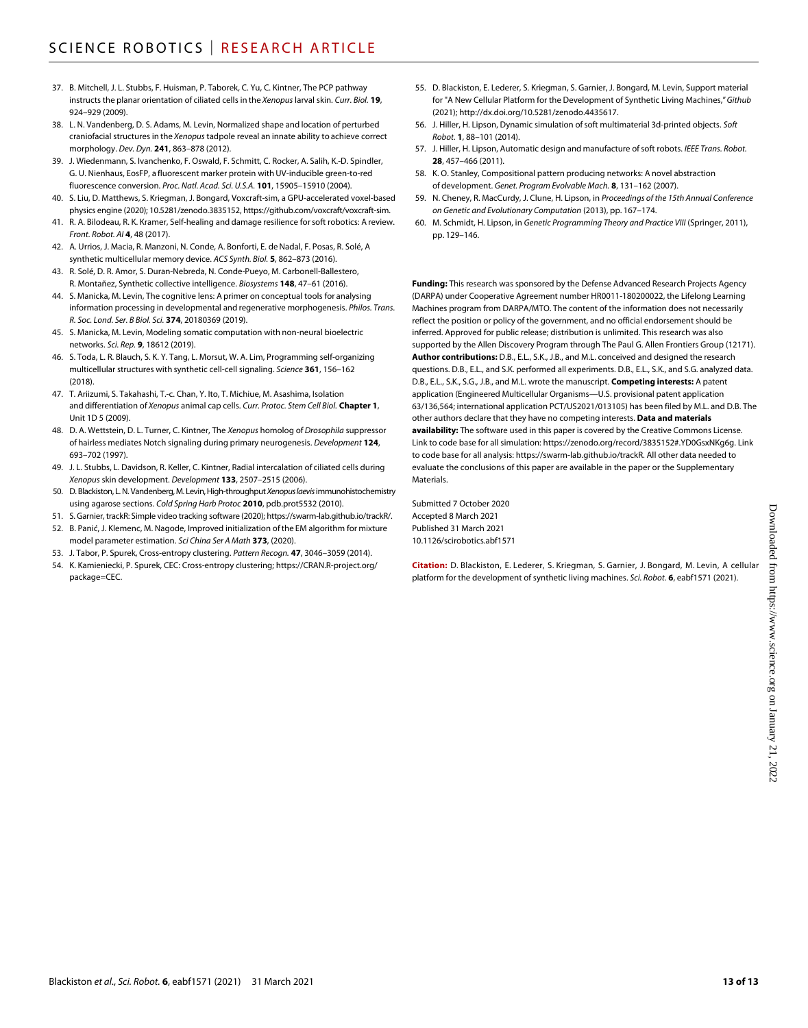37. B. Mitchell, J. L. Stubbs, F. Huisman, P. Taborek, C. Yu, C. Kintner, The PCP pathway instructs the planar orientation of ciliated cells in the *Xenopus* larval skin. *Curr. Biol.* **19**, 924–929 (2009).
38. L. N. Vandenberg, D. S. Adams, M. Levin, Normalized shape and location of perturbed craniofacial structures in the *Xenopus* tadpole reveal an innate ability to achieve correct morphology. *Dev. Dyn.* **241**, 863–878 (2012).
39. J. Wiedenmann, S. Ivanchenko, F. Oswald, F. Schmitt, C. Rocker, A. Salih, K.-D. Spindler, G. U. Nienhaus, EosFP, a fluorescent marker protein with UV-inducible green-to-red fluorescence conversion. *Proc. Natl. Acad. Sci. U.S.A.* **101**, 15905–15910 (2004).
40. S. Liu, D. Matthews, S. Kriegman, J. Bongard, Voxcraft-sim, a GPU-accelerated voxel-based physics engine (2020); 10.5281/zenodo.3835152, https://github.com/voxcraft/voxcraft-sim.
41. R. A. Bilodeau, R. K. Kramer, Self-healing and damage resilience for soft robotics: A review. *Front. Robot. AI* **4**, 48 (2017).
42. A. Urrios, J. Macia, R. Manzoni, N. Conde, A. Bonforti, E. de Nadal, F. Posas, R. Solé, A synthetic multicellular memory device. *ACS Synth. Biol.* **5**, 862–873 (2016).
43. R. Solé, D. R. Amor, S. Duran-Nebreda, N. Conde-Pueyo, M. Carbonell-Ballestero, R. Montañez, Synthetic collective intelligence. *Biosystems* **148**, 47–61 (2016).
44. S. Manicka, M. Levin, The cognitive lens: A primer on conceptual tools for analysing information processing in developmental and regenerative morphogenesis. *Philos. Trans. R. Soc. Lond. Ser. B Biol. Sci.* **374**, 20180369 (2019).
45. S. Manicka, M. Levin, Modeling somatic computation with non-neural bioelectric networks. *Sci. Rep.* **9**, 18612 (2019).
46. S. Toda, L. R. Blauch, S. K. Y. Tang, L. Morsut, W. A. Lim, Programming self-organizing multicellular structures with synthetic cell-cell signaling. *Science* **361**, 156–162 (2018).
47. T. Ariizumi, S. Takahashi, T.-c. Chan, Y. Ito, T. Michiue, M. Asashima, Isolation and differentiation of *Xenopus* animal cap cells. *Curr. Protoc. Stem Cell Biol.* **Chapter 1**, Unit 1D 5 (2009).
48. D. A. Wettstein, D. L. Turner, C. Kintner, The *Xenopus* homolog of *Drosophila* suppressor of hairless mediates Notch signaling during primary neurogenesis. *Development* **124**, 693–702 (1997).
49. J. L. Stubbs, L. Davidson, R. Keller, C. Kintner, Radial intercalation of ciliated cells during *Xenopus* skin development. *Development* **133**, 2507–2515 (2006).
50. D. Blackiston, L. N. Vandenberg, M. Levin, High-throughput *Xenopus laevis* immunohistochemistry using agarose sections. *Cold Spring Harb Protoc* **2010**, pdb.prot5532 (2010).
51. S. Garnier, trackR: Simple video tracking software (2020); https://swarm-lab.github.io/trackR/.
52. B. Panić, J. Klemenc, M. Nagode, Improved initialization of the EM algorithm for mixture model parameter estimation. *Sci China Ser A Math* **373**, (2020).
53. J. Tabor, P. Spurek, Cross-entropy clustering. *Pattern Recogn.* **47**, 3046–3059 (2014).
54. K. Kamieniecki, P. Spurek, CEC: Cross-entropy clustering; https://CRAN.R-project.org/package=CEC.
55. D. Blackiston, E. Lederer, S. Kriegman, S. Garnier, J. Bongard, M. Levin, Support material for "A New Cellular Platform for the Development of Synthetic Living Machines," *Github* (2021); http://dx.doi.org/10.5281/zenodo.4435617.
56. J. Hiller, H. Lipson, Dynamic simulation of soft multimaterial 3d-printed objects. *Soft Robot.* **1**, 88–101 (2014).
57. J. Hiller, H. Lipson, Automatic design and manufacture of soft robots. *IEEE Trans. Robot.* **28**, 457–466 (2011).
58. K. O. Stanley, Compositional pattern producing networks: A novel abstraction of development. *Genet. Program Evolvable Mach.* **8**, 131–162 (2007).
59. N. Cheney, R. MacCurdy, J. Clune, H. Lipson, in *Proceedings of the 15th Annual Conference on Genetic and Evolutionary Computation* (2013), pp. 167–174.
60. M. Schmidt, H. Lipson, in *Genetic Programming Theory and Practice VIII* (Springer, 2011), pp. 129–146.

**Funding:** This research was sponsored by the Defense Advanced Research Projects Agency (DARPA) under Cooperative Agreement number HR0011-180200022, the Lifelong Learning Machines program from DARPA/MTO. The content of the information does not necessarily reflect the position or policy of the government, and no official endorsement should be inferred. Approved for public release; distribution is unlimited. This research was also supported by the Allen Discovery Program through The Paul G. Allen Frontiers Group (12171). **Author contributions:** D.B., E.L., S.K., J.B., and M.L. conceived and designed the research questions. D.B., E.L., and S.K. performed all experiments. D.B., E.L., S.K., and S.G. analyzed data. D.B., E.L., S.K., S.G., J.B., and M.L. wrote the manuscript. **Competing interests:** A patent application (Engineered Multicellular Organisms—U.S. provisional patent application 63/136,564; international application PCT/US2021/013105) has been filed by M.L. and D.B. The other authors declare that they have no competing interests. **Data and materials availability:** The software used in this paper is covered by the Creative Commons License. Link to code base for all simulation: https://zenodo.org/record/3835152#.YD0GsxNKg6g. Link to code base for all analysis: https://swarm-lab.github.io/trackR. All other data needed to evaluate the conclusions of this paper are available in the paper or the Supplementary Materials.

Submitted 7 October 2020
Accepted 8 March 2021
Published 31 March 2021
10.1126/scirobotics.abf1571

**Citation:** D. Blackiston, E. Lederer, S. Kriegman, S. Garnier, J. Bongard, M. Levin, A cellular platform for the development of synthetic living machines. *Sci. Robot.* **6**, eabf1571 (2021).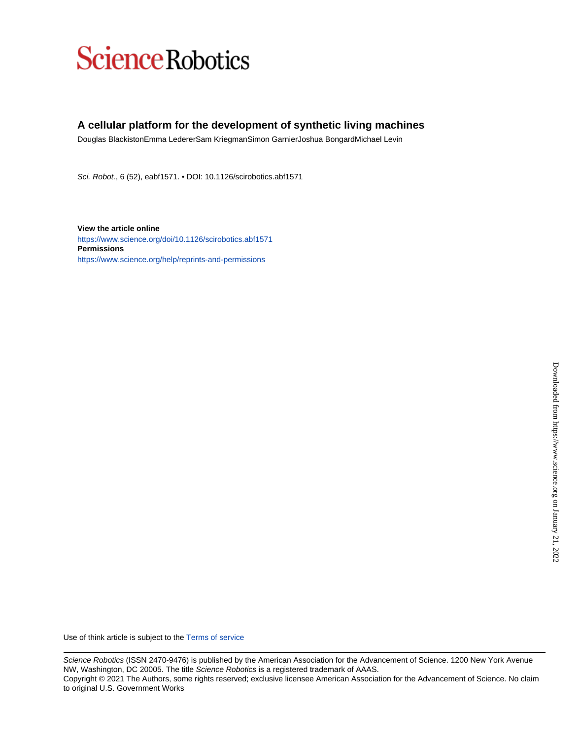# Science Robotics

## A cellular platform for the development of synthetic living machines

Douglas BlackistonEmma LedererSam KriegmanSimon GarnierJoshua BongardMichael Levin

*Sci. Robot.*, 6 (52), eabf1571. • DOI: 10.1126/scirobotics.abf1571

**View the article online**
https://www.science.org/doi/10.1126/scirobotics.abf1571
**Permissions**
https://www.science.org/help/reprints-and-permissions

Use of think article is subject to the Terms of service

*Science Robotics* (ISSN 2470-9476) is published by the American Association for the Advancement of Science. 1200 New York Avenue NW, Washington, DC 20005. The title *Science Robotics* is a registered trademark of AAAS.
Copyright © 2021 The Authors, some rights reserved; exclusive licensee American Association for the Advancement of Science. No claim to original U.S. Government Works